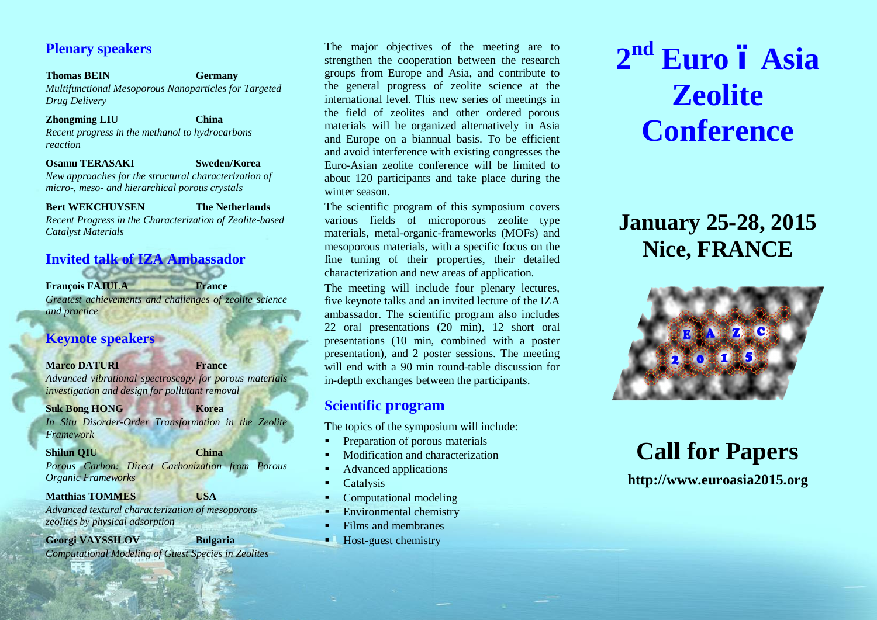## Plenary speakers

**Thomas BEIN** **Germany**
*Multifunctional Mesoporous Nanoparticles for Targeted Drug Delivery*

**Zhongming LIU** **China**
*Recent progress in the methanol to hydrocarbons reaction*

**Osamu TERASAKI** **Sweden/Korea**
*New approaches for the structural characterization of micro-, meso- and hierarchical porous crystals*

**Bert WEKCHUYSEN** **The Netherlands**
*Recent Progress in the Characterization of Zeolite-based Catalyst Materials*

## Invited talk of IZA Ambassador

**François FAJULA** **France**
*Greatest achievements and challenges of zeolite science and practice*

## Keynote speakers

**Marco DATURI** **France**
*Advanced vibrational spectroscopy for porous materials investigation and design for pollutant removal*

**Suk Bong HONG** **Korea**
*In Situ Disorder-Order Transformation in the Zeolite Framework*

**Shilun QIU** **China**
*Porous Carbon: Direct Carbonization from Porous Organic Frameworks*

**Matthias TOMMES** **USA**
*Advanced textural characterization of mesoporous zeolites by physical adsorption*

**Georgi VAYSSILOV** **Bulgaria**
*Computational Modeling of Guest Species in Zeolites*

The major objectives of the meeting are to strengthen the cooperation between the research groups from Europe and Asia, and contribute to the general progress of zeolite science at the international level. This new series of meetings in the field of zeolites and other ordered porous materials will be organized alternatively in Asia and Europe on a biannual basis. To be efficient and avoid interference with existing congresses the Euro-Asian zeolite conference will be limited to about 120 participants and take place during the winter season.

The scientific program of this symposium covers various fields of microporous zeolite type materials, metal-organic-frameworks (MOFs) and mesoporous materials, with a specific focus on the fine tuning of their properties, their detailed characterization and new areas of application.

The meeting will include four plenary lectures, five keynote talks and an invited lecture of the IZA ambassador. The scientific program also includes 22 oral presentations (20 min), 12 short oral presentations (10 min, combined with a poster presentation), and 2 poster sessions. The meeting will end with a 90 min round-table discussion for in-depth exchanges between the participants.

## Scientific program

The topics of the symposium will include:

- Preparation of porous materials
- Modification and characterization
- Advanced applications
- Catalysis
- Computational modeling
- Environmental chemistry
- Films and membranes
- Host-guest chemistry

# 2nd Euro – Asia Zeolite Conference

## January 25-28, 2015 Nice, FRANCE

EAZC 2015

# Call for Papers

**http://www.euroasia2015.org**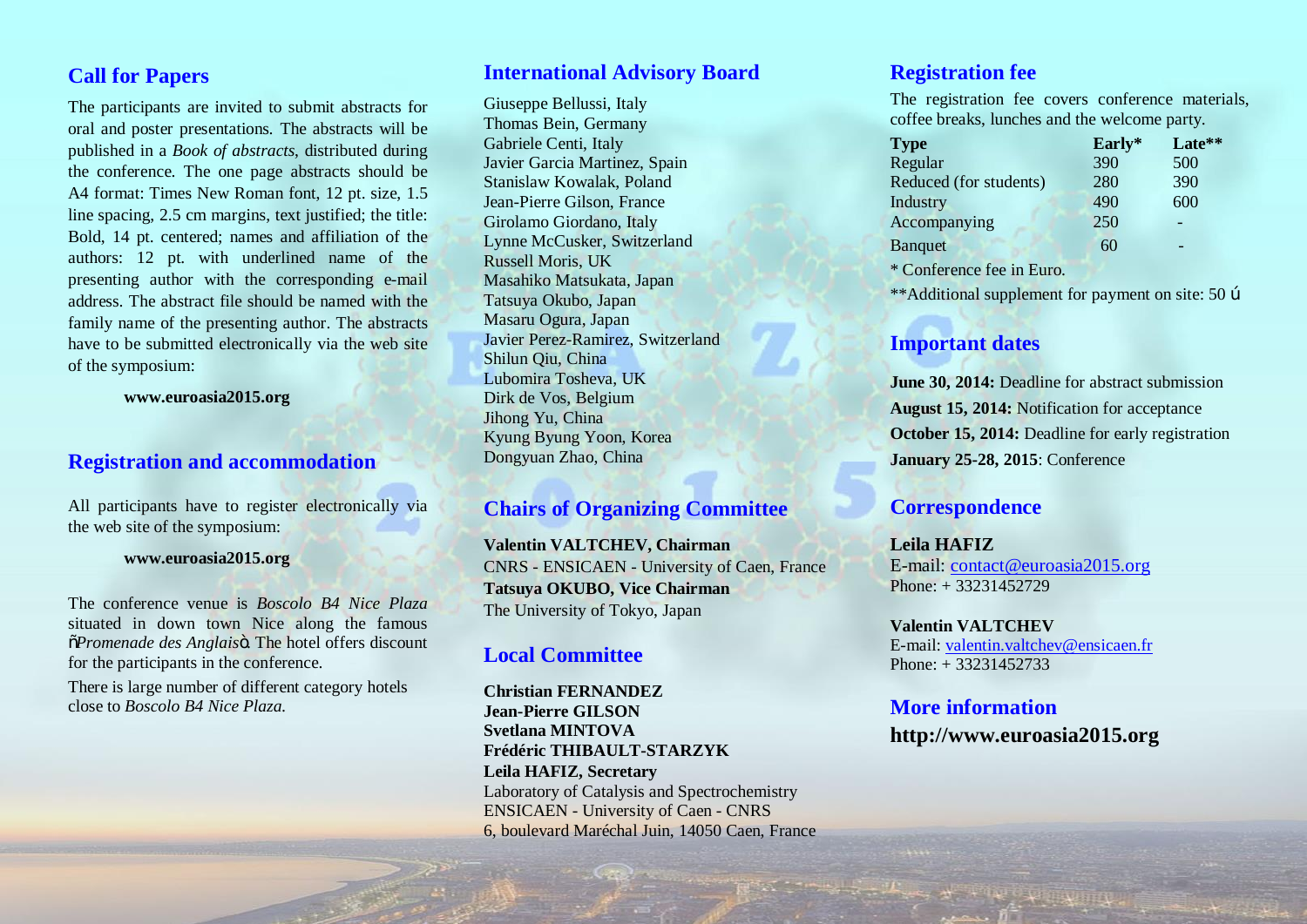## Call for Papers

The participants are invited to submit abstracts for oral and poster presentations. The abstracts will be published in a *Book of abstracts*, distributed during the conference. The one page abstracts should be A4 format: Times New Roman font, 12 pt. size, 1.5 line spacing, 2.5 cm margins, text justified; the title: Bold, 14 pt. centered; names and affiliation of the authors: 12 pt. with underlined name of the presenting author with the corresponding e-mail address. The abstract file should be named with the family name of the presenting author. The abstracts have to be submitted electronically via the web site of the symposium:

**www.euroasia2015.org**

## Registration and accommodation

All participants have to register electronically via the web site of the symposium:

**www.euroasia2015.org**

The conference venue is *Boscolo B4 Nice Plaza* situated in down town Nice along the famous "*Promenade des Anglais*". The hotel offers discount for the participants in the conference.

There is large number of different category hotels close to *Boscolo B4 Nice Plaza.*

## International Advisory Board

Giuseppe Bellussi, Italy
Thomas Bein, Germany
Gabriele Centi, Italy
Javier Garcia Martinez, Spain
Stanislaw Kowalak, Poland
Jean-Pierre Gilson, France
Girolamo Giordano, Italy
Lynne McCusker, Switzerland
Russell Moris, UK
Masahiko Matsukata, Japan
Tatsuya Okubo, Japan
Masaru Ogura, Japan
Javier Perez-Ramirez, Switzerland
Shilun Qiu, China
Lubomira Tosheva, UK
Dirk de Vos, Belgium
Jihong Yu, China
Kyung Byung Yoon, Korea
Dongyuan Zhao, China

## Chairs of Organizing Committee

**Valentin VALTCHEV, Chairman**
CNRS - ENSICAEN - University of Caen, France
**Tatsuya OKUBO, Vice Chairman**
The University of Tokyo, Japan

## Local Committee

**Christian FERNANDEZ**
**Jean-Pierre GILSON**
**Svetlana MINTOVA**
**Frédéric THIBAULT-STARZYK**
**Leila HAFIZ, Secretary**
Laboratory of Catalysis and Spectrochemistry
ENSICAEN - University of Caen - CNRS
6, boulevard Maréchal Juin, 14050 Caen, France

## Registration fee

The registration fee covers conference materials, coffee breaks, lunches and the welcome party.

| Type | Early* | Late** |
|---|---|---|
| Regular | 390 | 500 |
| Reduced (for students) | 280 | 390 |
| Industry | 490 | 600 |
| Accompanying | 250 | - |
| Banquet | 60 | - |

\* Conference fee in Euro.

**Additional supplement for payment on site: 50 €

## Important dates

**June 30, 2014:** Deadline for abstract submission
**August 15, 2014:** Notification for acceptance
**October 15, 2014:** Deadline for early registration
**January 25-28, 2015**: Conference

## Correspondence

**Leila HAFIZ**
E-mail: contact@euroasia2015.org
Phone: + 33231452729

**Valentin VALTCHEV**
E-mail: valentin.valtchev@ensicaen.fr
Phone: + 33231452733

## More information

**http://www.euroasia2015.org**